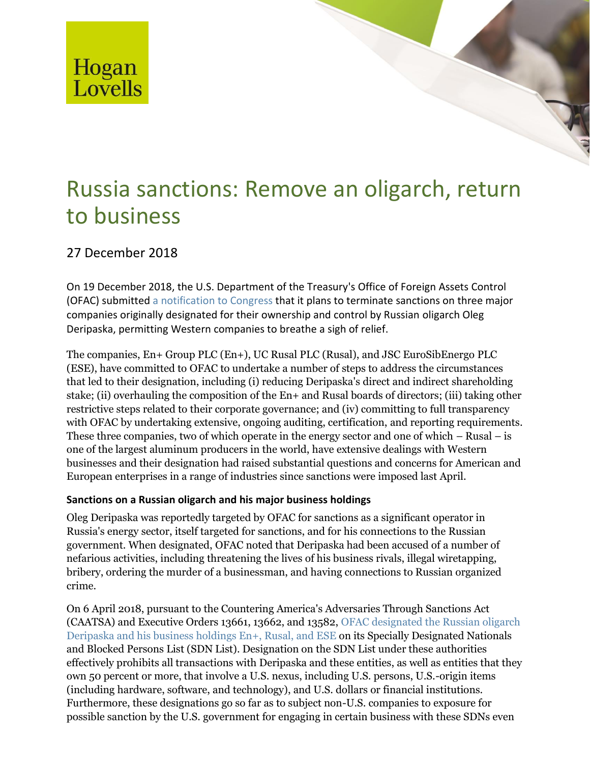Hogan Lovells

# Russia sanctions: Remove an oligarch, return to business

27 December 2018

On 19 December 2018, the U.S. Department of the Treasury's Office of Foreign Assets Control (OFAC) submitted a notification to Congress that it plans to terminate sanctions on three major companies originally designated for their ownership and control by Russian oligarch Oleg Deripaska, permitting Western companies to breathe a sigh of relief.

The companies, En+ Group PLC (En+), UC Rusal PLC (Rusal), and JSC EuroSibEnergo PLC (ESE), have committed to OFAC to undertake a number of steps to address the circumstances that led to their designation, including (i) reducing Deripaska's direct and indirect shareholding stake; (ii) overhauling the composition of the En+ and Rusal boards of directors; (iii) taking other restrictive steps related to their corporate governance; and (iv) committing to full transparency with OFAC by undertaking extensive, ongoing auditing, certification, and reporting requirements. These three companies, two of which operate in the energy sector and one of which – Rusal – is one of the largest aluminum producers in the world, have extensive dealings with Western businesses and their designation had raised substantial questions and concerns for American and European enterprises in a range of industries since sanctions were imposed last April.

**Sanctions on a Russian oligarch and his major business holdings**

Oleg Deripaska was reportedly targeted by OFAC for sanctions as a significant operator in Russia's energy sector, itself targeted for sanctions, and for his connections to the Russian government. When designated, OFAC noted that Deripaska had been accused of a number of nefarious activities, including threatening the lives of his business rivals, illegal wiretapping, bribery, ordering the murder of a businessman, and having connections to Russian organized crime.

On 6 April 2018, pursuant to the Countering America's Adversaries Through Sanctions Act (CAATSA) and Executive Orders 13661, 13662, and 13582, OFAC designated the Russian oligarch Deripaska and his business holdings En+, Rusal, and ESE on its Specially Designated Nationals and Blocked Persons List (SDN List). Designation on the SDN List under these authorities effectively prohibits all transactions with Deripaska and these entities, as well as entities that they own 50 percent or more, that involve a U.S. nexus, including U.S. persons, U.S.-origin items (including hardware, software, and technology), and U.S. dollars or financial institutions. Furthermore, these designations go so far as to subject non-U.S. companies to exposure for possible sanction by the U.S. government for engaging in certain business with these SDNs even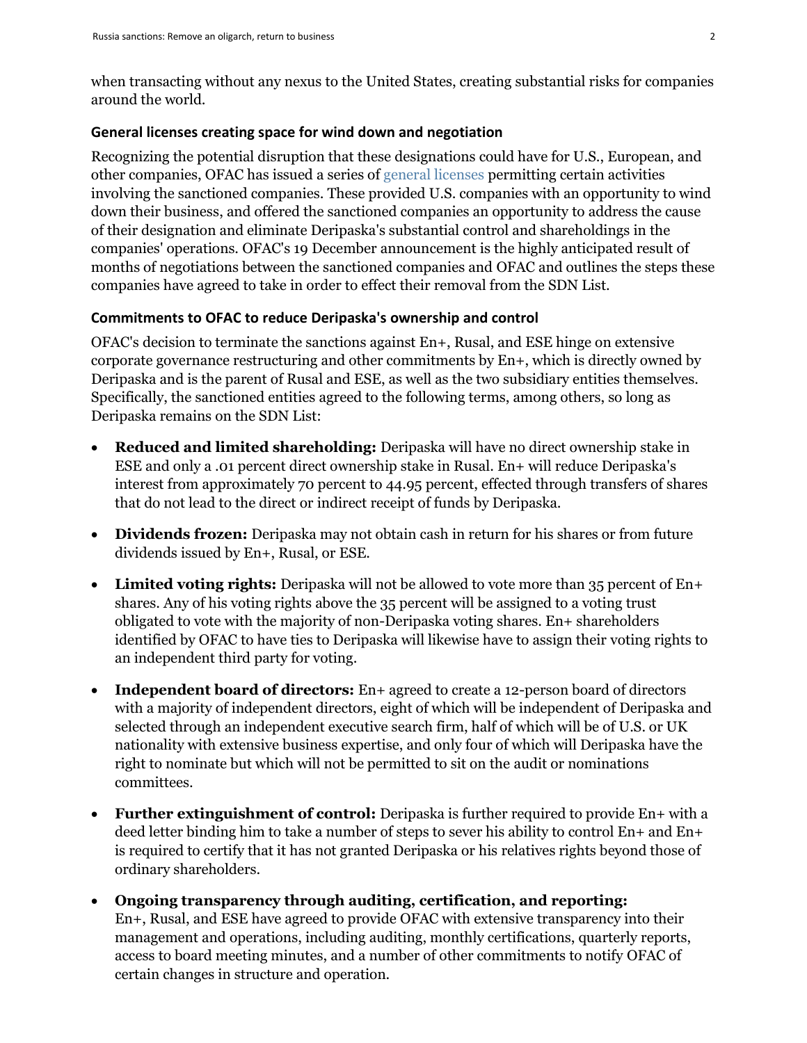when transacting without any nexus to the United States, creating substantial risks for companies around the world.

### General licenses creating space for wind down and negotiation

Recognizing the potential disruption that these designations could have for U.S., European, and other companies, OFAC has issued a series of general licenses permitting certain activities involving the sanctioned companies. These provided U.S. companies with an opportunity to wind down their business, and offered the sanctioned companies an opportunity to address the cause of their designation and eliminate Deripaska's substantial control and shareholdings in the companies' operations. OFAC's 19 December announcement is the highly anticipated result of months of negotiations between the sanctioned companies and OFAC and outlines the steps these companies have agreed to take in order to effect their removal from the SDN List.

### Commitments to OFAC to reduce Deripaska's ownership and control

OFAC's decision to terminate the sanctions against En+, Rusal, and ESE hinge on extensive corporate governance restructuring and other commitments by En+, which is directly owned by Deripaska and is the parent of Rusal and ESE, as well as the two subsidiary entities themselves. Specifically, the sanctioned entities agreed to the following terms, among others, so long as Deripaska remains on the SDN List:

- **Reduced and limited shareholding:** Deripaska will have no direct ownership stake in ESE and only a .01 percent direct ownership stake in Rusal. En+ will reduce Deripaska's interest from approximately 70 percent to 44.95 percent, effected through transfers of shares that do not lead to the direct or indirect receipt of funds by Deripaska.
- **Dividends frozen:** Deripaska may not obtain cash in return for his shares or from future dividends issued by En+, Rusal, or ESE.
- **Limited voting rights:** Deripaska will not be allowed to vote more than 35 percent of En+ shares. Any of his voting rights above the 35 percent will be assigned to a voting trust obligated to vote with the majority of non-Deripaska voting shares. En+ shareholders identified by OFAC to have ties to Deripaska will likewise have to assign their voting rights to an independent third party for voting.
- **Independent board of directors:** En+ agreed to create a 12-person board of directors with a majority of independent directors, eight of which will be independent of Deripaska and selected through an independent executive search firm, half of which will be of U.S. or UK nationality with extensive business expertise, and only four of which will Deripaska have the right to nominate but which will not be permitted to sit on the audit or nominations committees.
- **Further extinguishment of control:** Deripaska is further required to provide En+ with a deed letter binding him to take a number of steps to sever his ability to control En+ and En+ is required to certify that it has not granted Deripaska or his relatives rights beyond those of ordinary shareholders.
- **Ongoing transparency through auditing, certification, and reporting:** En+, Rusal, and ESE have agreed to provide OFAC with extensive transparency into their management and operations, including auditing, monthly certifications, quarterly reports, access to board meeting minutes, and a number of other commitments to notify OFAC of certain changes in structure and operation.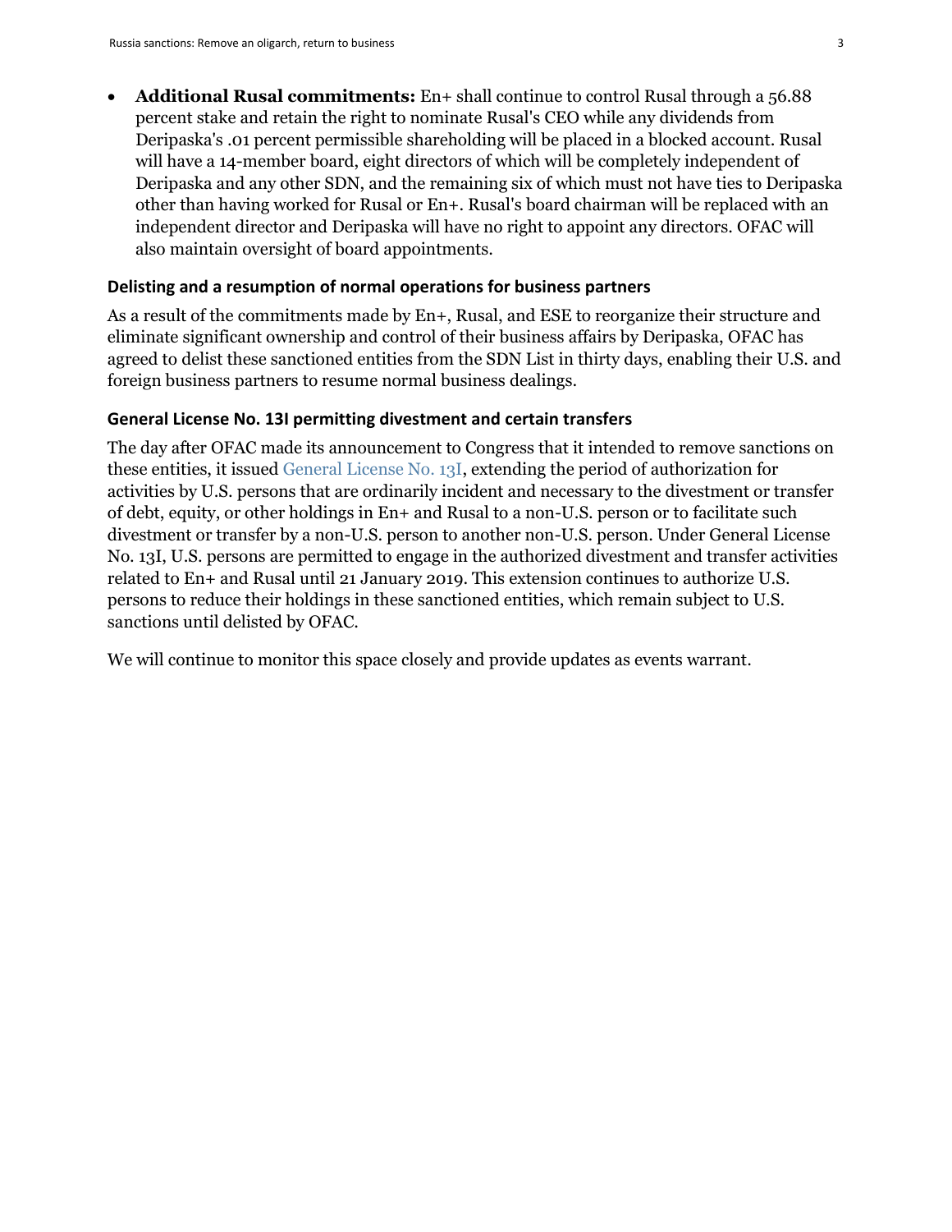- **Additional Rusal commitments:** En+ shall continue to control Rusal through a 56.88 percent stake and retain the right to nominate Rusal's CEO while any dividends from Deripaska's .01 percent permissible shareholding will be placed in a blocked account. Rusal will have a 14-member board, eight directors of which will be completely independent of Deripaska and any other SDN, and the remaining six of which must not have ties to Deripaska other than having worked for Rusal or En+. Rusal's board chairman will be replaced with an independent director and Deripaska will have no right to appoint any directors. OFAC will also maintain oversight of board appointments.

### Delisting and a resumption of normal operations for business partners

As a result of the commitments made by En+, Rusal, and ESE to reorganize their structure and eliminate significant ownership and control of their business affairs by Deripaska, OFAC has agreed to delist these sanctioned entities from the SDN List in thirty days, enabling their U.S. and foreign business partners to resume normal business dealings.

### General License No. 13I permitting divestment and certain transfers

The day after OFAC made its announcement to Congress that it intended to remove sanctions on these entities, it issued General License No. 13I, extending the period of authorization for activities by U.S. persons that are ordinarily incident and necessary to the divestment or transfer of debt, equity, or other holdings in En+ and Rusal to a non-U.S. person or to facilitate such divestment or transfer by a non-U.S. person to another non-U.S. person. Under General License No. 13I, U.S. persons are permitted to engage in the authorized divestment and transfer activities related to En+ and Rusal until 21 January 2019. This extension continues to authorize U.S. persons to reduce their holdings in these sanctioned entities, which remain subject to U.S. sanctions until delisted by OFAC.

We will continue to monitor this space closely and provide updates as events warrant.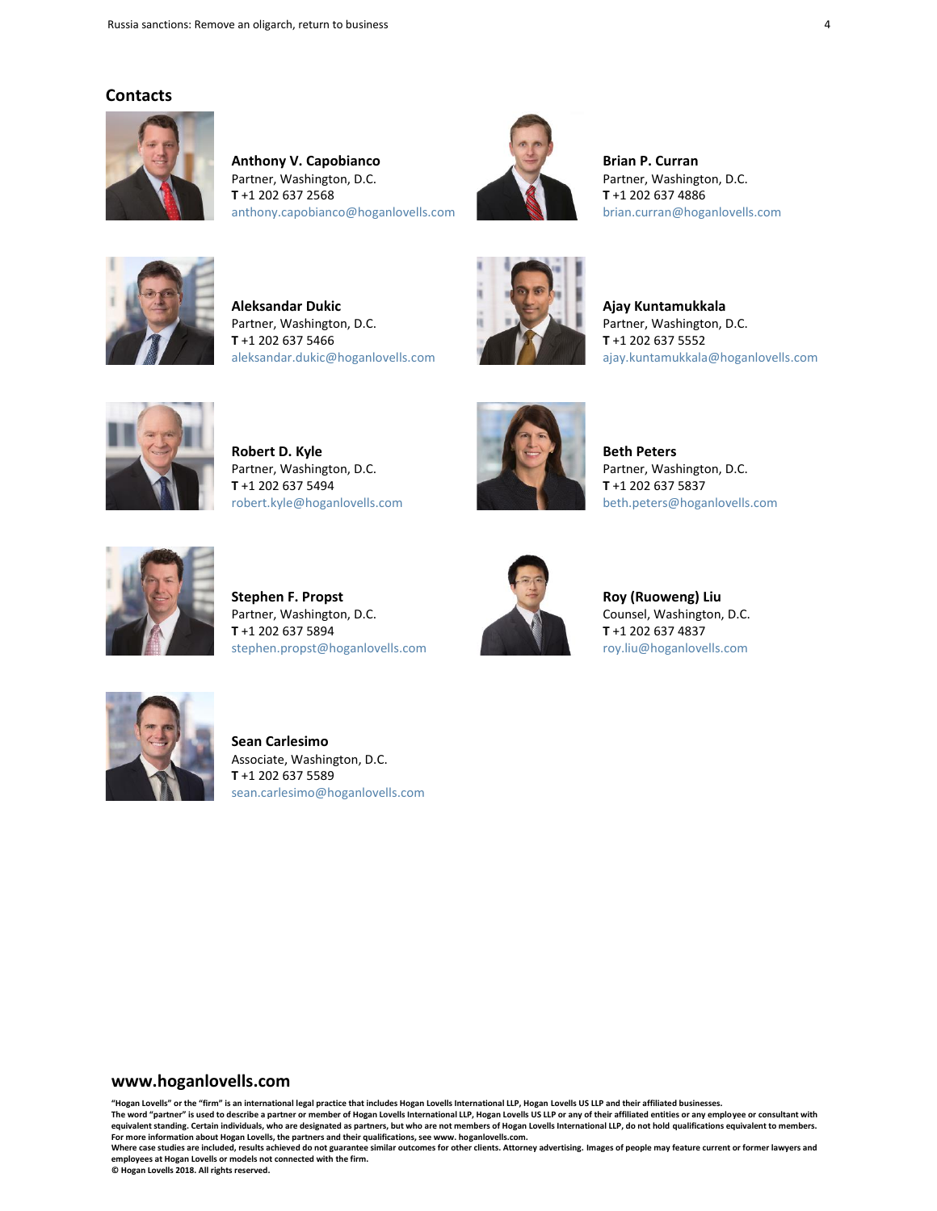## Contacts

**Anthony V. Capobianco**
Partner, Washington, D.C.
**T** +1 202 637 2568
anthony.capobianco@hoganlovells.com

**Brian P. Curran**
Partner, Washington, D.C.
**T** +1 202 637 4886
brian.curran@hoganlovells.com

**Aleksandar Dukic**
Partner, Washington, D.C.
**T** +1 202 637 5466
aleksandar.dukic@hoganlovells.com

**Ajay Kuntamukkala**
Partner, Washington, D.C.
**T** +1 202 637 5552
ajay.kuntamukkala@hoganlovells.com

**Robert D. Kyle**
Partner, Washington, D.C.
**T** +1 202 637 5494
robert.kyle@hoganlovells.com

**Beth Peters**
Partner, Washington, D.C.
**T** +1 202 637 5837
beth.peters@hoganlovells.com

**Stephen F. Propst**
Partner, Washington, D.C.
**T** +1 202 637 5894
stephen.propst@hoganlovells.com

**Roy (Ruoweng) Liu**
Counsel, Washington, D.C.
**T** +1 202 637 4837
roy.liu@hoganlovells.com

**Sean Carlesimo**
Associate, Washington, D.C.
**T** +1 202 637 5589
sean.carlesimo@hoganlovells.com

**www.hoganlovells.com**

**"Hogan Lovells" or the "firm" is an international legal practice that includes Hogan Lovells International LLP, Hogan Lovells US LLP and their affiliated businesses.**
**The word "partner" is used to describe a partner or member of Hogan Lovells International LLP, Hogan Lovells US LLP or any of their affiliated entities or any employee or consultant with equivalent standing. Certain individuals, who are designated as partners, but who are not members of Hogan Lovells International LLP, do not hold qualifications equivalent to members.**
**For more information about Hogan Lovells, the partners and their qualifications, see www. hoganlovells.com.**
**Where case studies are included, results achieved do not guarantee similar outcomes for other clients. Attorney advertising. Images of people may feature current or former lawyers and employees at Hogan Lovells or models not connected with the firm.**
**© Hogan Lovells 2018. All rights reserved.**